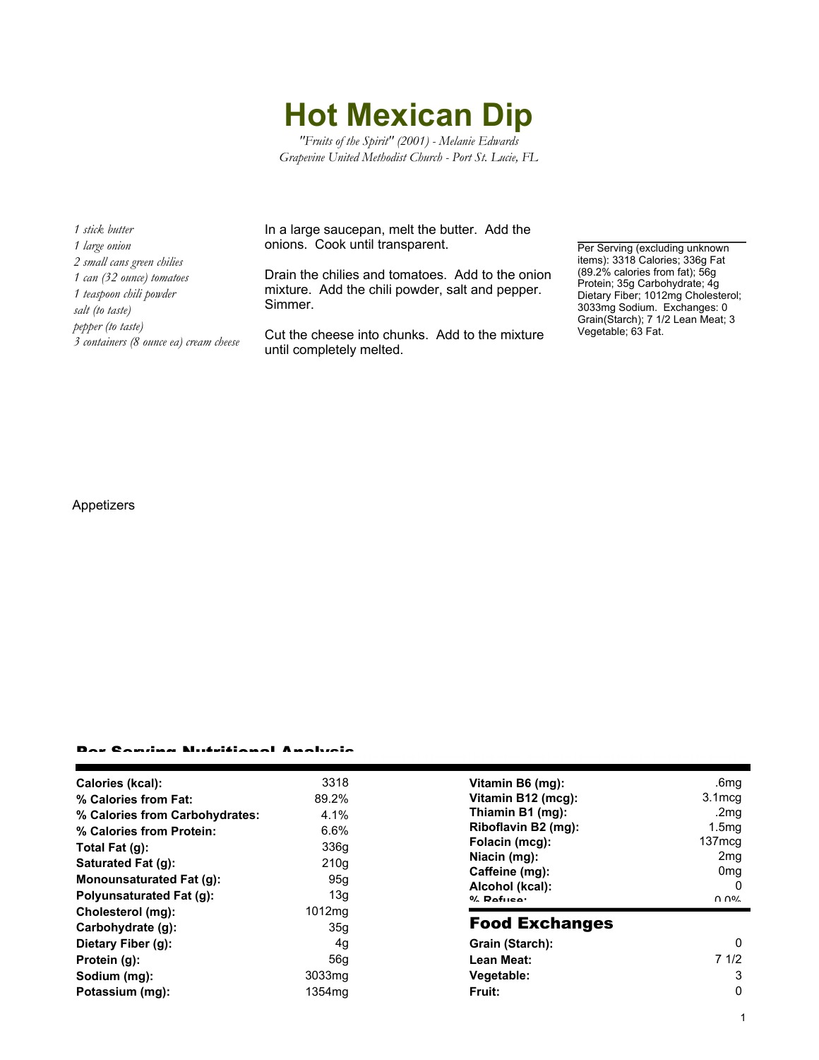# Hot Mexican Dip

*"Fruits of the Spirit" (2001) - Melanie Edwards*
*Grapevine United Methodist Church - Port St. Lucie, FL*

*1 stick butter*
*1 large onion*
*2 small cans green chilies*
*1 can (32 ounce) tomatoes*
*1 teaspoon chili powder*
*salt (to taste)*
*pepper (to taste)*
*3 containers (8 ounce ea) cream cheese*

In a large saucepan, melt the butter. Add the onions. Cook until transparent.

Drain the chilies and tomatoes. Add to the onion mixture. Add the chili powder, salt and pepper. Simmer.

Cut the cheese into chunks. Add to the mixture until completely melted.

Per Serving (excluding unknown items): 3318 Calories; 336g Fat (89.2% calories from fat); 56g Protein; 35g Carbohydrate; 4g Dietary Fiber; 1012mg Cholesterol; 3033mg Sodium. Exchanges: 0 Grain(Starch); 7 1/2 Lean Meat; 3 Vegetable; 63 Fat.

Appetizers

## Per Serving Nutritional Analysis

| | |
|---|---|
| **Calories (kcal):** | 3318 |
| **% Calories from Fat:** | 89.2% |
| **% Calories from Carbohydrates:** | 4.1% |
| **% Calories from Protein:** | 6.6% |
| **Total Fat (g):** | 336g |
| **Saturated Fat (g):** | 210g |
| **Monounsaturated Fat (g):** | 95g |
| **Polyunsaturated Fat (g):** | 13g |
| **Cholesterol (mg):** | 1012mg |
| **Carbohydrate (g):** | 35g |
| **Dietary Fiber (g):** | 4g |
| **Protein (g):** | 56g |
| **Sodium (mg):** | 3033mg |
| **Potassium (mg):** | 1354mg |

| | |
|---|---|
| **Vitamin B6 (mg):** | .6mg |
| **Vitamin B12 (mcg):** | 3.1mcg |
| **Thiamin B1 (mg):** | .2mg |
| **Riboflavin B2 (mg):** | 1.5mg |
| **Folacin (mcg):** | 137mcg |
| **Niacin (mg):** | 2mg |
| **Caffeine (mg):** | 0mg |
| **Alcohol (kcal):** | 0 |
| **% Refuse:** | 0.0% |

## Food Exchanges

| | |
|---|---|
| **Grain (Starch):** | 0 |
| **Lean Meat:** | 7 1/2 |
| **Vegetable:** | 3 |
| **Fruit:** | 0 |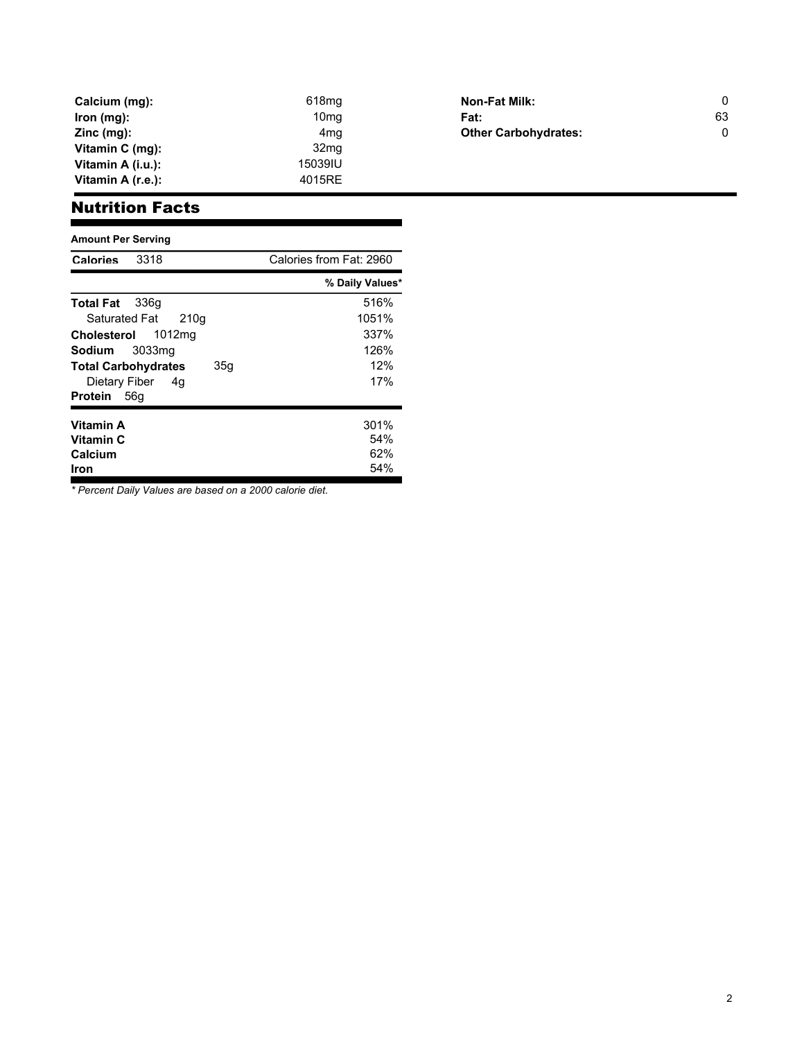| | |
|---|---|
| **Calcium (mg):** | 618mg |
| **Iron (mg):** | 10mg |
| **Zinc (mg):** | 4mg |
| **Vitamin C (mg):** | 32mg |
| **Vitamin A (i.u.):** | 15039IU |
| **Vitamin A (r.e.):** | 4015RE |

| | |
|---|---|
| **Non-Fat Milk:** | 0 |
| **Fat:** | 63 |
| **Other Carbohydrates:** | 0 |

## Nutrition Facts

**Amount Per Serving**

| | |
|---|---|
| **Calories** 3318 | Calories from Fat: 2960 |
| | **% Daily Values*** |
| **Total Fat** 336g | 516% |
| Saturated Fat 210g | 1051% |
| **Cholesterol** 1012mg | 337% |
| **Sodium** 3033mg | 126% |
| **Total Carbohydrates** 35g | 12% |
| Dietary Fiber 4g | 17% |
| **Protein** 56g | |
| **Vitamin A** | 301% |
| **Vitamin C** | 54% |
| **Calcium** | 62% |
| **Iron** | 54% |

*\* Percent Daily Values are based on a 2000 calorie diet.*